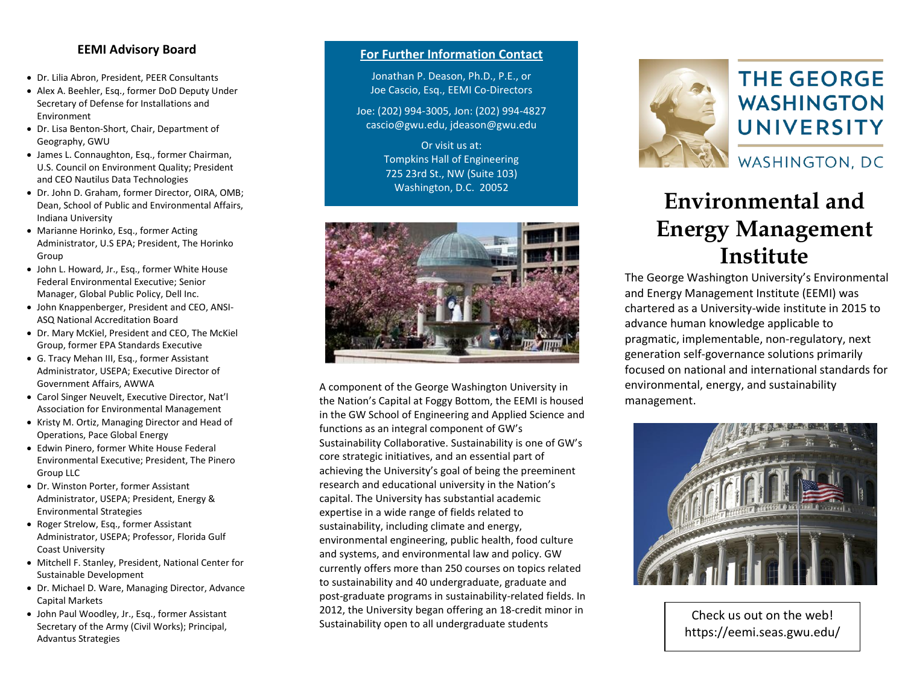### EEMI Advisory Board

- Dr. Lilia Abron, President, PEER Consultants
- Alex A. Beehler, Esq., former DoD Deputy Under Secretary of Defense for Installations and Environment
- Dr. Lisa Benton-Short, Chair, Department of Geography, GWU
- James L. Connaughton, Esq., former Chairman, U.S. Council on Environment Quality; President and CEO Nautilus Data Technologies
- Dr. John D. Graham, former Director, OIRA, OMB; Dean, School of Public and Environmental Affairs, Indiana University
- Marianne Horinko, Esq., former Acting Administrator, U.S EPA; President, The Horinko Group
- John L. Howard, Jr., Esq., former White House Federal Environmental Executive; Senior Manager, Global Public Policy, Dell Inc.
- John Knappenberger, President and CEO, ANSI-ASQ National Accreditation Board
- Dr. Mary McKiel, President and CEO, The McKiel Group, former EPA Standards Executive
- G. Tracy Mehan III, Esq., former Assistant Administrator, USEPA; Executive Director of Government Affairs, AWWA
- Carol Singer Neuvelt, Executive Director, Nat'l Association for Environmental Management
- Kristy M. Ortiz, Managing Director and Head of Operations, Pace Global Energy
- Edwin Pinero, former White House Federal Environmental Executive; President, The Pinero Group LLC
- Dr. Winston Porter, former Assistant Administrator, USEPA; President, Energy & Environmental Strategies
- Roger Strelow, Esq., former Assistant Administrator, USEPA; Professor, Florida Gulf Coast University
- Mitchell F. Stanley, President, National Center for Sustainable Development
- Dr. Michael D. Ware, Managing Director, Advance Capital Markets
- John Paul Woodley, Jr., Esq., former Assistant Secretary of the Army (Civil Works); Principal, Advantus Strategies

**For Further Information Contact**

Jonathan P. Deason, Ph.D., P.E., or
Joe Cascio, Esq., EEMI Co-Directors

Joe: (202) 994-3005, Jon: (202) 994-4827
cascio@gwu.edu, jdeason@gwu.edu

Or visit us at:
Tompkins Hall of Engineering
725 23rd St., NW (Suite 103)
Washington, D.C. 20052

A component of the George Washington University in the Nation's Capital at Foggy Bottom, the EEMI is housed in the GW School of Engineering and Applied Science and functions as an integral component of GW's Sustainability Collaborative. Sustainability is one of GW's core strategic initiatives, and an essential part of achieving the University's goal of being the preeminent research and educational university in the Nation's capital. The University has substantial academic expertise in a wide range of fields related to sustainability, including climate and energy, environmental engineering, public health, food culture and systems, and environmental law and policy. GW currently offers more than 250 courses on topics related to sustainability and 40 undergraduate, graduate and post-graduate programs in sustainability-related fields. In 2012, the University began offering an 18-credit minor in Sustainability open to all undergraduate students

THE GEORGE WASHINGTON UNIVERSITY
WASHINGTON, DC

# Environmental and Energy Management Institute

The George Washington University's Environmental and Energy Management Institute (EEMI) was chartered as a University-wide institute in 2015 to advance human knowledge applicable to pragmatic, implementable, non-regulatory, next generation self-governance solutions primarily focused on national and international standards for environmental, energy, and sustainability management.

Check us out on the web!
https://eemi.seas.gwu.edu/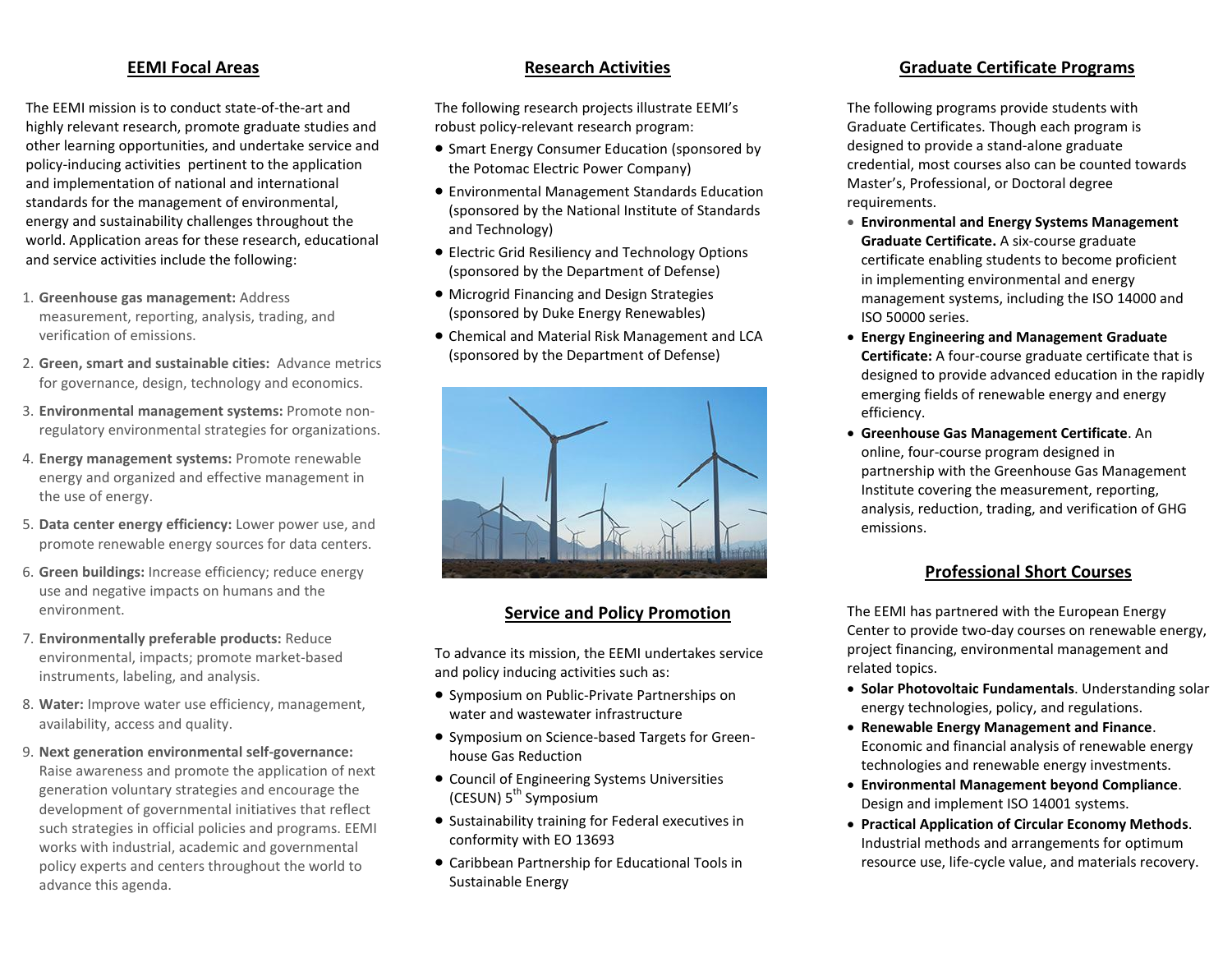## EEMI Focal Areas

The EEMI mission is to conduct state-of-the-art and highly relevant research, promote graduate studies and other learning opportunities, and undertake service and policy-inducing activities pertinent to the application and implementation of national and international standards for the management of environmental, energy and sustainability challenges throughout the world. Application areas for these research, educational and service activities include the following:

1. **Greenhouse gas management:** Address measurement, reporting, analysis, trading, and verification of emissions.
2. **Green, smart and sustainable cities:** Advance metrics for governance, design, technology and economics.
3. **Environmental management systems:** Promote non-regulatory environmental strategies for organizations.
4. **Energy management systems:** Promote renewable energy and organized and effective management in the use of energy.
5. **Data center energy efficiency:** Lower power use, and promote renewable energy sources for data centers.
6. **Green buildings:** Increase efficiency; reduce energy use and negative impacts on humans and the environment.
7. **Environmentally preferable products:** Reduce environmental, impacts; promote market-based instruments, labeling, and analysis.
8. **Water:** Improve water use efficiency, management, availability, access and quality.
9. **Next generation environmental self-governance:** Raise awareness and promote the application of next generation voluntary strategies and encourage the development of governmental initiatives that reflect such strategies in official policies and programs. EEMI works with industrial, academic and governmental policy experts and centers throughout the world to advance this agenda.

## Research Activities

The following research projects illustrate EEMI's robust policy-relevant research program:

- Smart Energy Consumer Education (sponsored by the Potomac Electric Power Company)
- Environmental Management Standards Education (sponsored by the National Institute of Standards and Technology)
- Electric Grid Resiliency and Technology Options (sponsored by the Department of Defense)
- Microgrid Financing and Design Strategies (sponsored by Duke Energy Renewables)
- Chemical and Material Risk Management and LCA (sponsored by the Department of Defense)

## Service and Policy Promotion

To advance its mission, the EEMI undertakes service and policy inducing activities such as:

- Symposium on Public-Private Partnerships on water and wastewater infrastructure
- Symposium on Science-based Targets for Green-house Gas Reduction
- Council of Engineering Systems Universities (CESUN) 5th Symposium
- Sustainability training for Federal executives in conformity with EO 13693
- Caribbean Partnership for Educational Tools in Sustainable Energy

## Graduate Certificate Programs

The following programs provide students with Graduate Certificates. Though each program is designed to provide a stand-alone graduate credential, most courses also can be counted towards Master's, Professional, or Doctoral degree requirements.

- **Environmental and Energy Systems Management Graduate Certificate.** A six-course graduate certificate enabling students to become proficient in implementing environmental and energy management systems, including the ISO 14000 and ISO 50000 series.
- **Energy Engineering and Management Graduate Certificate:** A four-course graduate certificate that is designed to provide advanced education in the rapidly emerging fields of renewable energy and energy efficiency.
- **Greenhouse Gas Management Certificate**. An online, four-course program designed in partnership with the Greenhouse Gas Management Institute covering the measurement, reporting, analysis, reduction, trading, and verification of GHG emissions.

## Professional Short Courses

The EEMI has partnered with the European Energy Center to provide two-day courses on renewable energy, project financing, environmental management and related topics.

- **Solar Photovoltaic Fundamentals**. Understanding solar energy technologies, policy, and regulations.
- **Renewable Energy Management and Finance**. Economic and financial analysis of renewable energy technologies and renewable energy investments.
- **Environmental Management beyond Compliance**. Design and implement ISO 14001 systems.
- **Practical Application of Circular Economy Methods**. Industrial methods and arrangements for optimum resource use, life-cycle value, and materials recovery.